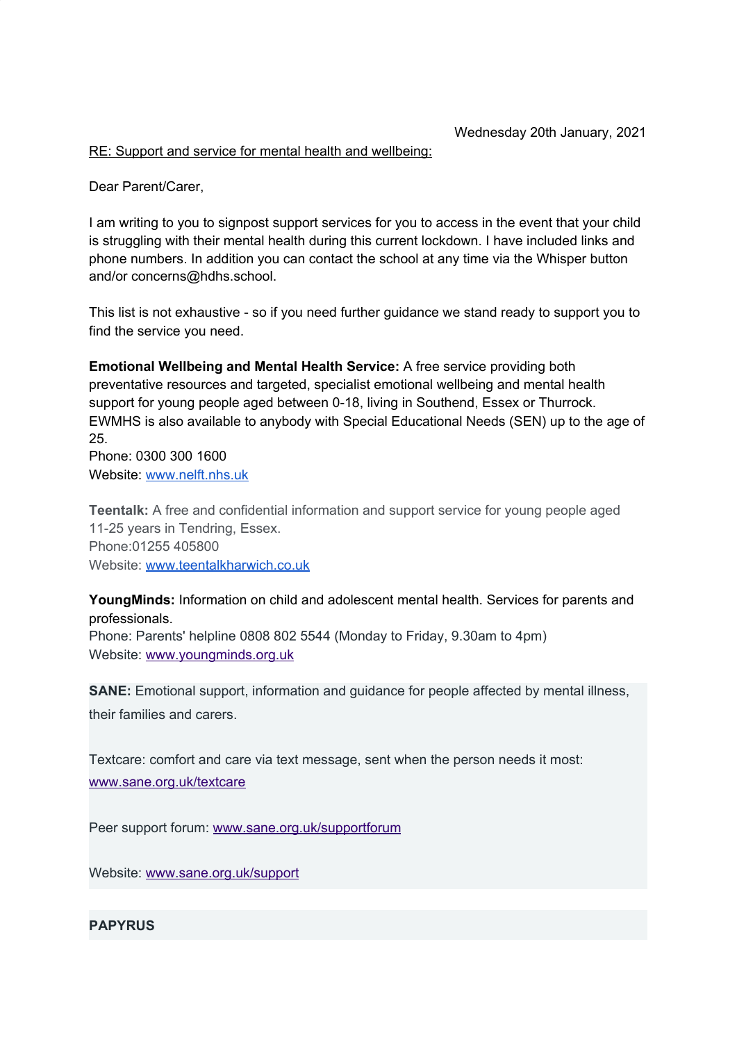Wednesday 20th January, 2021

RE: Support and service for mental health and wellbeing:

Dear Parent/Carer,

I am writing to you to signpost support services for you to access in the event that your child is struggling with their mental health during this current lockdown. I have included links and phone numbers. In addition you can contact the school at any time via the Whisper button and/or concerns@hdhs.school.

This list is not exhaustive - so if you need further guidance we stand ready to support you to find the service you need.

**Emotional Wellbeing and Mental Health Service:** A free service providing both preventative resources and targeted, specialist emotional wellbeing and mental health support for young people aged between 0-18, living in Southend, Essex or Thurrock. EWMHS is also available to anybody with Special Educational Needs (SEN) up to the age of 25.
Phone: 0300 300 1600
Website: [www.nelft.nhs.uk](http://www.nelft.nhs.uk)

**Teentalk:** A free and confidential information and support service for young people aged 11-25 years in Tendring, Essex.
Phone:01255 405800
Website: [www.teentalkharwich.co.uk](http://www.teentalkharwich.co.uk)

**YoungMinds:** Information on child and adolescent mental health. Services for parents and professionals.
Phone: Parents' helpline 0808 802 5544 (Monday to Friday, 9.30am to 4pm)
Website: [www.youngminds.org.uk](http://www.youngminds.org.uk)

**SANE:** Emotional support, information and guidance for people affected by mental illness, their families and carers.

Textcare: comfort and care via text message, sent when the person needs it most: [www.sane.org.uk/textcare](http://www.sane.org.uk/textcare)

Peer support forum: [www.sane.org.uk/supportforum](http://www.sane.org.uk/supportforum)

Website: [www.sane.org.uk/support](http://www.sane.org.uk/support)

**PAPYRUS**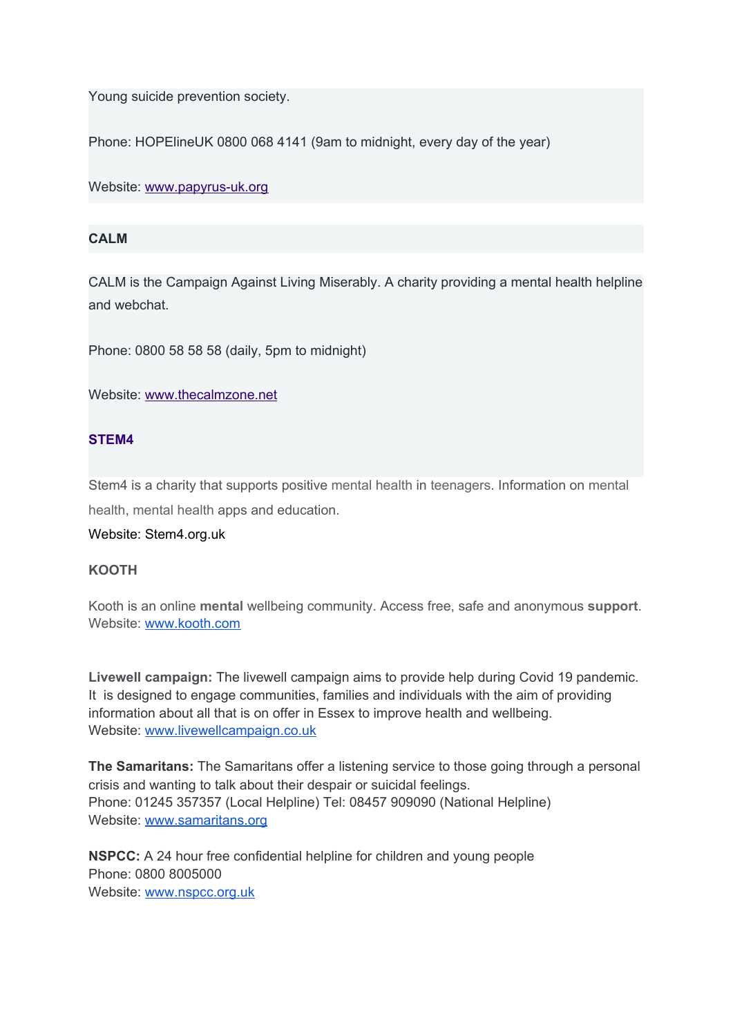Young suicide prevention society.

Phone: HOPElineUK 0800 068 4141 (9am to midnight, every day of the year)

Website: [www.papyrus-uk.org](http://www.papyrus-uk.org)

**CALM**

CALM is the Campaign Against Living Miserably. A charity providing a mental health helpline and webchat.

Phone: 0800 58 58 58 (daily, 5pm to midnight)

Website: [www.thecalmzone.net](http://www.thecalmzone.net)

**STEM4**

Stem4 is a charity that supports positive mental health in teenagers. Information on mental health, mental health apps and education.

Website: Stem4.org.uk

**KOOTH**

Kooth is an online **mental** wellbeing community. Access free, safe and anonymous **support**.
Website: [www.kooth.com](http://www.kooth.com)

**Livewell campaign:** The livewell campaign aims to provide help during Covid 19 pandemic. It is designed to engage communities, families and individuals with the aim of providing information about all that is on offer in Essex to improve health and wellbeing.
Website: [www.livewellcampaign.co.uk](http://www.livewellcampaign.co.uk)

**The Samaritans:** The Samaritans offer a listening service to those going through a personal crisis and wanting to talk about their despair or suicidal feelings.
Phone: 01245 357357 (Local Helpline) Tel: 08457 909090 (National Helpline)
Website: [www.samaritans.org](http://www.samaritans.org)

**NSPCC:** A 24 hour free confidential helpline for children and young people
Phone: 0800 8005000
Website: [www.nspcc.org.uk](http://www.nspcc.org.uk)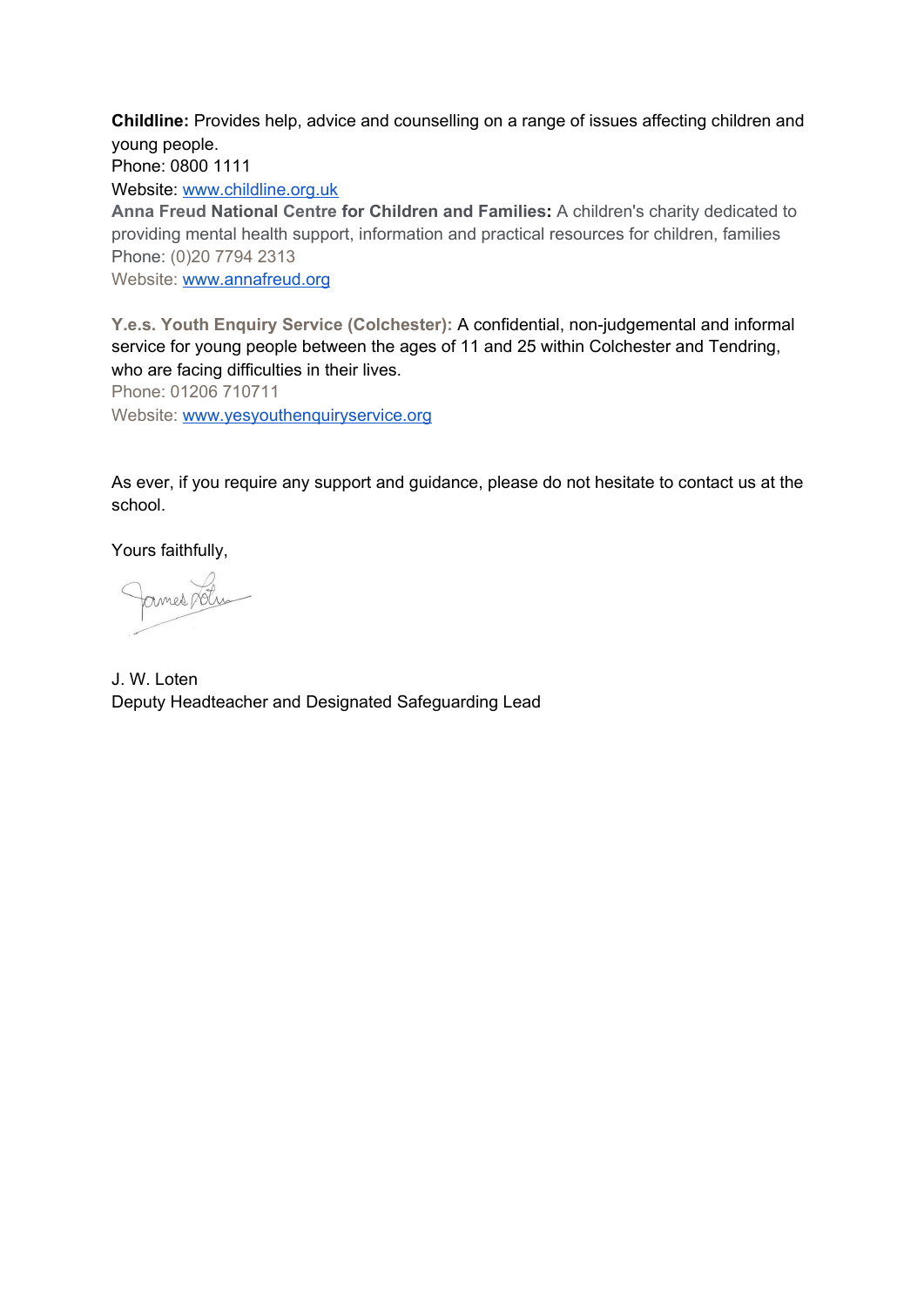**Childline:** Provides help, advice and counselling on a range of issues affecting children and young people.
Phone: 0800 1111
Website: www.childline.org.uk
**Anna Freud National Centre for Children and Families:** A children's charity dedicated to providing mental health support, information and practical resources for children, families
Phone: (0)20 7794 2313
Website: www.annafreud.org

**Y.e.s. Youth Enquiry Service (Colchester):** A confidential, non-judgemental and informal service for young people between the ages of 11 and 25 within Colchester and Tendring, who are facing difficulties in their lives.
Phone: 01206 710711
Website: www.yesyouthenquiryservice.org

As ever, if you require any support and guidance, please do not hesitate to contact us at the school.

Yours faithfully,

J. W. Loten
Deputy Headteacher and Designated Safeguarding Lead